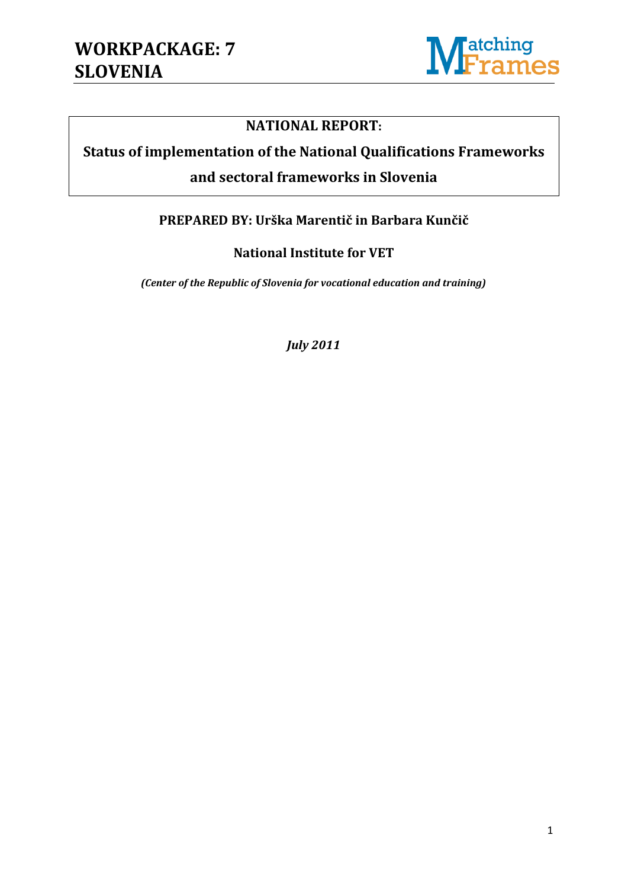# WORKPACKAGE: 7
# SLOVENIA

**NATIONAL REPORT:**

**Status of implementation of the National Qualifications Frameworks and sectoral frameworks in Slovenia**

**PREPARED BY: Urška Marentič in Barbara Kunčič**

**National Institute for VET**

***(Center of the Republic of Slovenia for vocational education and training)***

***July 2011***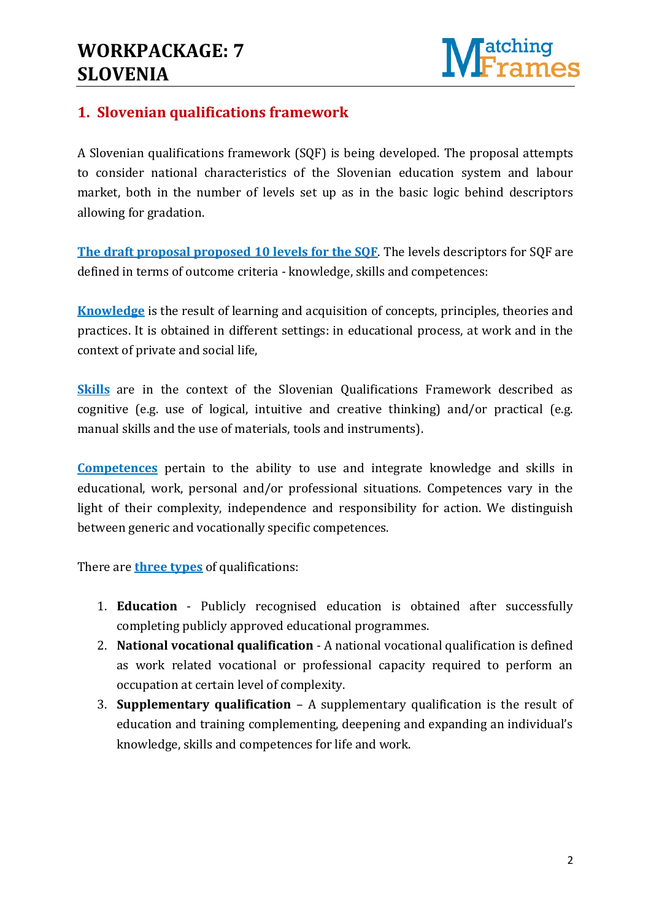## 1. Slovenian qualifications framework

A Slovenian qualifications framework (SQF) is being developed. The proposal attempts to consider national characteristics of the Slovenian education system and labour market, both in the number of levels set up as in the basic logic behind descriptors allowing for gradation.

**The draft proposal proposed 10 levels for the SQF**. The levels descriptors for SQF are defined in terms of outcome criteria - knowledge, skills and competences:

**Knowledge** is the result of learning and acquisition of concepts, principles, theories and practices. It is obtained in different settings: in educational process, at work and in the context of private and social life,

**Skills** are in the context of the Slovenian Qualifications Framework described as cognitive (e.g. use of logical, intuitive and creative thinking) and/or practical (e.g. manual skills and the use of materials, tools and instruments).

**Competences** pertain to the ability to use and integrate knowledge and skills in educational, work, personal and/or professional situations. Competences vary in the light of their complexity, independence and responsibility for action. We distinguish between generic and vocationally specific competences.

There are **three types** of qualifications:

1. **Education** - Publicly recognised education is obtained after successfully completing publicly approved educational programmes.
2. **National vocational qualification** - A national vocational qualification is defined as work related vocational or professional capacity required to perform an occupation at certain level of complexity.
3. **Supplementary qualification** – A supplementary qualification is the result of education and training complementing, deepening and expanding an individual's knowledge, skills and competences for life and work.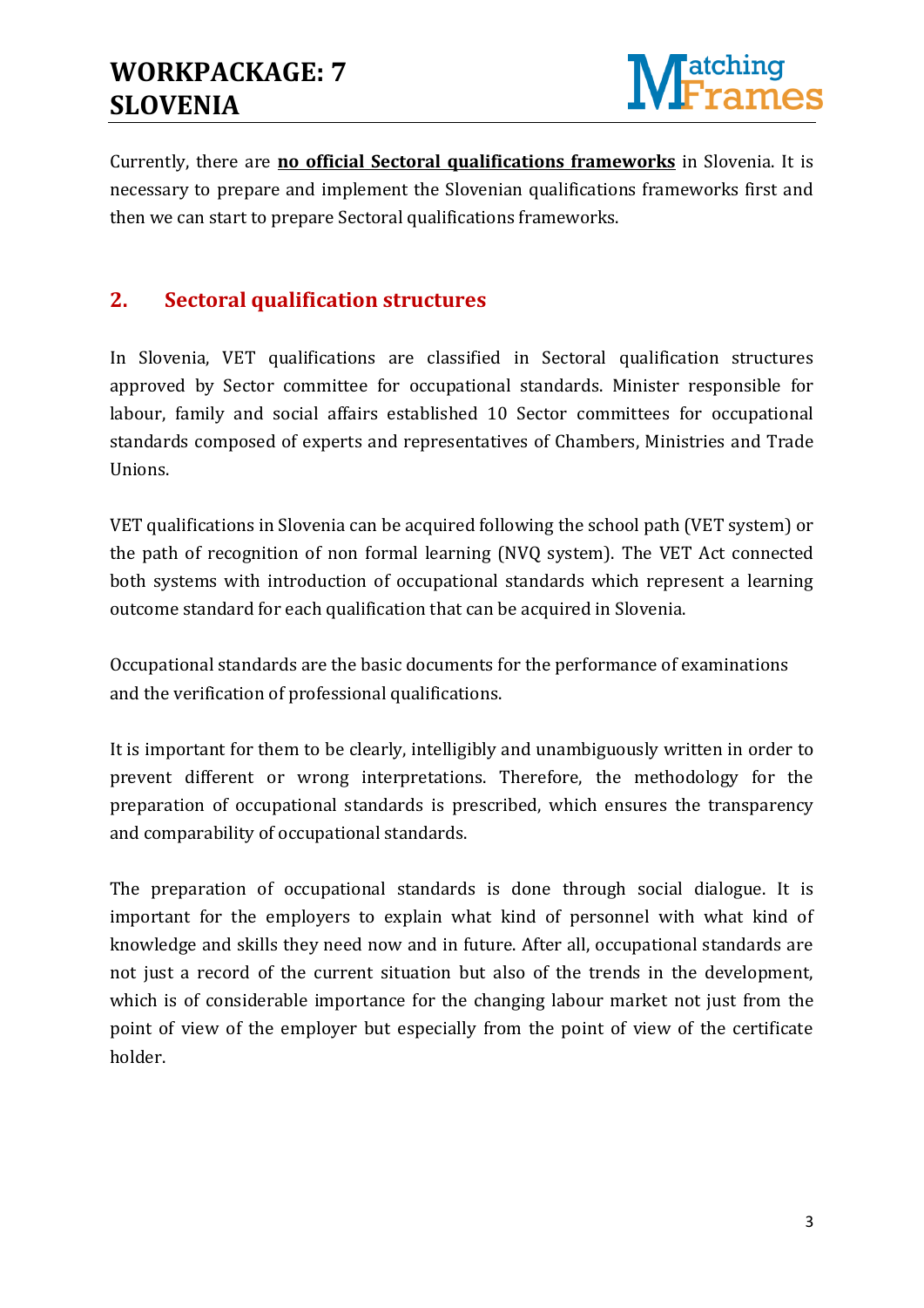Currently, there are **no official Sectoral qualifications frameworks** in Slovenia. It is necessary to prepare and implement the Slovenian qualifications frameworks first and then we can start to prepare Sectoral qualifications frameworks.

## 2. Sectoral qualification structures

In Slovenia, VET qualifications are classified in Sectoral qualification structures approved by Sector committee for occupational standards. Minister responsible for labour, family and social affairs established 10 Sector committees for occupational standards composed of experts and representatives of Chambers, Ministries and Trade Unions.

VET qualifications in Slovenia can be acquired following the school path (VET system) or the path of recognition of non formal learning (NVQ system). The VET Act connected both systems with introduction of occupational standards which represent a learning outcome standard for each qualification that can be acquired in Slovenia.

Occupational standards are the basic documents for the performance of examinations and the verification of professional qualifications.

It is important for them to be clearly, intelligibly and unambiguously written in order to prevent different or wrong interpretations. Therefore, the methodology for the preparation of occupational standards is prescribed, which ensures the transparency and comparability of occupational standards.

The preparation of occupational standards is done through social dialogue. It is important for the employers to explain what kind of personnel with what kind of knowledge and skills they need now and in future. After all, occupational standards are not just a record of the current situation but also of the trends in the development, which is of considerable importance for the changing labour market not just from the point of view of the employer but especially from the point of view of the certificate holder.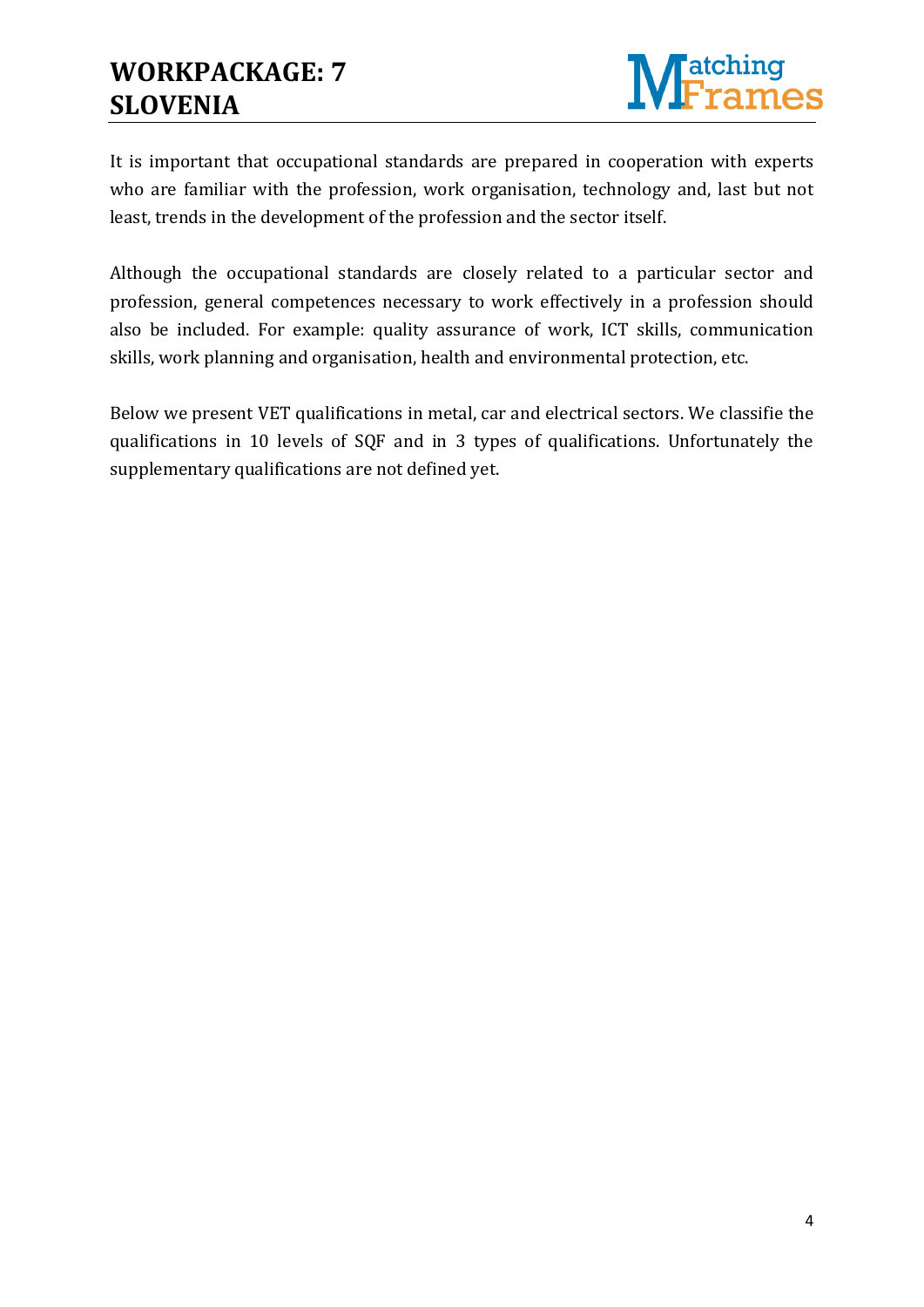It is important that occupational standards are prepared in cooperation with experts who are familiar with the profession, work organisation, technology and, last but not least, trends in the development of the profession and the sector itself.

Although the occupational standards are closely related to a particular sector and profession, general competences necessary to work effectively in a profession should also be included. For example: quality assurance of work, ICT skills, communication skills, work planning and organisation, health and environmental protection, etc.

Below we present VET qualifications in metal, car and electrical sectors. We classifie the qualifications in 10 levels of SQF and in 3 types of qualifications. Unfortunately the supplementary qualifications are not defined yet.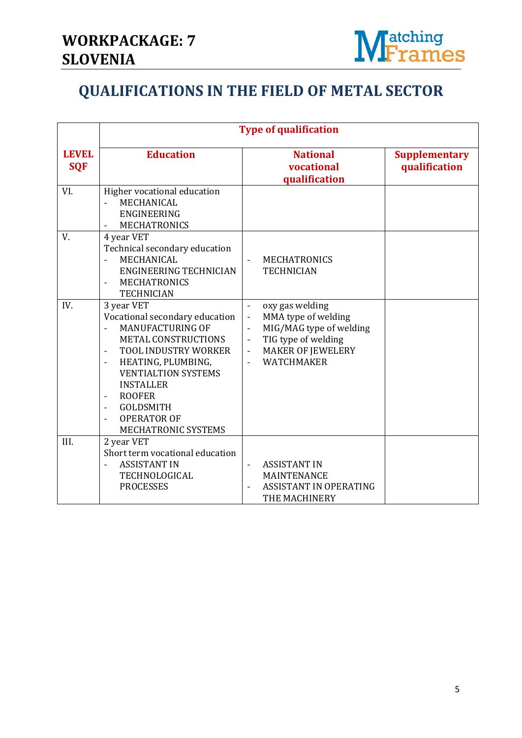**WORKPACKAGE: 7**
**SLOVENIA**

# QUALIFICATIONS IN THE FIELD OF METAL SECTOR

| LEVEL SQF | Type of qualification | | |
|---|---|---|---|
| | **Education** | **National vocational qualification** | **Supplementary qualification** |
| VI. | Higher vocational education<br>- MECHANICAL ENGINEERING<br>- MECHATRONICS | | |
| V. | 4 year VET<br>Technical secondary education<br>- MECHANICAL ENGINEERING TECHNICIAN<br>- MECHATRONICS TECHNICIAN | - MECHATRONICS TECHNICIAN | |
| IV. | 3 year VET<br>Vocational secondary education<br>- MANUFACTURING OF METAL CONSTRUCTIONS<br>- TOOL INDUSTRY WORKER<br>- HEATING, PLUMBING, VENTIALTION SYSTEMS INSTALLER<br>- ROOFER<br>- GOLDSMITH<br>- OPERATOR OF MECHATRONIC SYSTEMS | - oxy gas welding<br>- MMA type of welding<br>- MIG/MAG type of welding<br>- TIG type of welding<br>- MAKER OF JEWELERY<br>- WATCHMAKER | |
| III. | 2 year VET<br>Short term vocational education<br>- ASSISTANT IN TECHNOLOGICAL PROCESSES | - ASSISTANT IN MAINTENANCE<br>- ASSISTANT IN OPERATING THE MACHINERY | |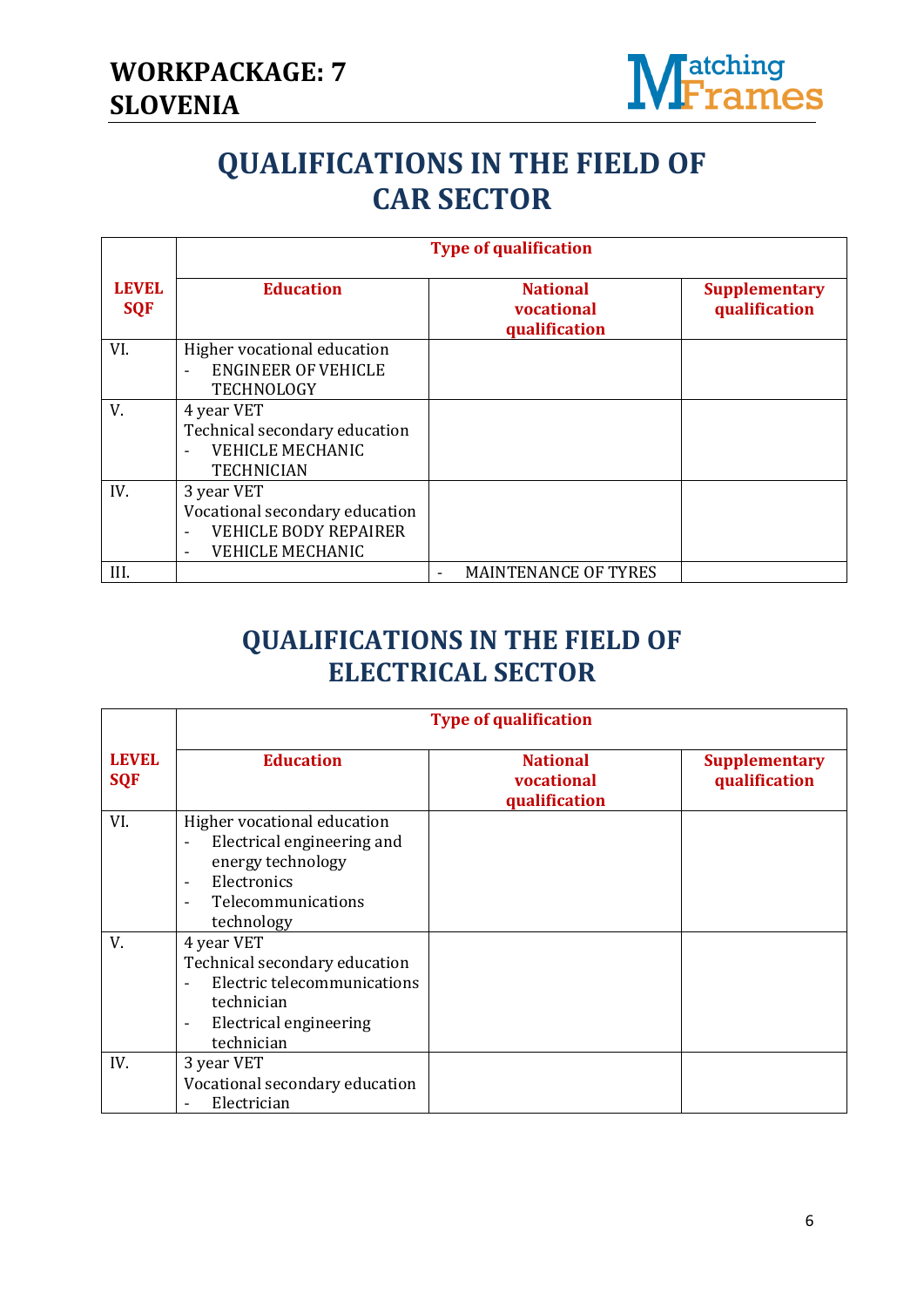# QUALIFICATIONS IN THE FIELD OF CAR SECTOR

| LEVEL SQF | Type of qualification | | |
|---|---|---|---|
| | **Education** | **National vocational qualification** | **Supplementary qualification** |
| VI. | Higher vocational education<br>- ENGINEER OF VEHICLE TECHNOLOGY | | |
| V. | 4 year VET<br>Technical secondary education<br>- VEHICLE MECHANIC TECHNICIAN | | |
| IV. | 3 year VET<br>Vocational secondary education<br>- VEHICLE BODY REPAIRER<br>- VEHICLE MECHANIC | | |
| III. | | - MAINTENANCE OF TYRES | |

# QUALIFICATIONS IN THE FIELD OF ELECTRICAL SECTOR

| LEVEL SQF | Type of qualification | | |
|---|---|---|---|
| | **Education** | **National vocational qualification** | **Supplementary qualification** |
| VI. | Higher vocational education<br>- Electrical engineering and energy technology<br>- Electronics<br>- Telecommunications technology | | |
| V. | 4 year VET<br>Technical secondary education<br>- Electric telecommunications technician<br>- Electrical engineering technician | | |
| IV. | 3 year VET<br>Vocational secondary education<br>- Electrician | | |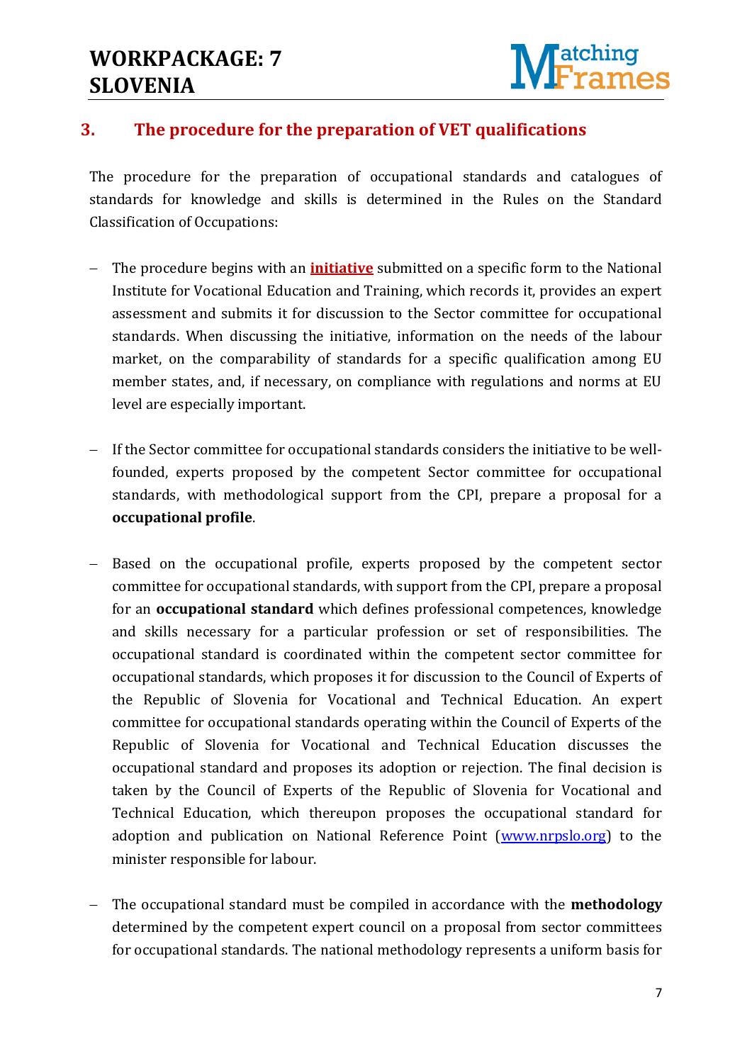## 3. The procedure for the preparation of VET qualifications

The procedure for the preparation of occupational standards and catalogues of standards for knowledge and skills is determined in the Rules on the Standard Classification of Occupations:

- The procedure begins with an **initiative** submitted on a specific form to the National Institute for Vocational Education and Training, which records it, provides an expert assessment and submits it for discussion to the Sector committee for occupational standards. When discussing the initiative, information on the needs of the labour market, on the comparability of standards for a specific qualification among EU member states, and, if necessary, on compliance with regulations and norms at EU level are especially important.

- If the Sector committee for occupational standards considers the initiative to be well-founded, experts proposed by the competent Sector committee for occupational standards, with methodological support from the CPI, prepare a proposal for a **occupational profile**.

- Based on the occupational profile, experts proposed by the competent sector committee for occupational standards, with support from the CPI, prepare a proposal for an **occupational standard** which defines professional competences, knowledge and skills necessary for a particular profession or set of responsibilities. The occupational standard is coordinated within the competent sector committee for occupational standards, which proposes it for discussion to the Council of Experts of the Republic of Slovenia for Vocational and Technical Education. An expert committee for occupational standards operating within the Council of Experts of the Republic of Slovenia for Vocational and Technical Education discusses the occupational standard and proposes its adoption or rejection. The final decision is taken by the Council of Experts of the Republic of Slovenia for Vocational and Technical Education, which thereupon proposes the occupational standard for adoption and publication on National Reference Point (www.nrpslo.org) to the minister responsible for labour.

- The occupational standard must be compiled in accordance with the **methodology** determined by the competent expert council on a proposal from sector committees for occupational standards. The national methodology represents a uniform basis for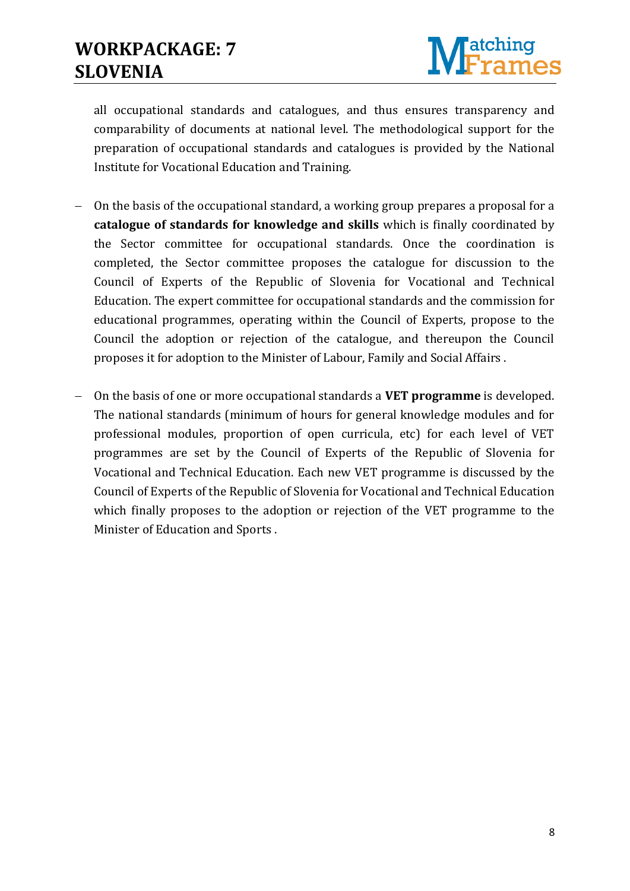all occupational standards and catalogues, and thus ensures transparency and comparability of documents at national level. The methodological support for the preparation of occupational standards and catalogues is provided by the National Institute for Vocational Education and Training.

- On the basis of the occupational standard, a working group prepares a proposal for a **catalogue of standards for knowledge and skills** which is finally coordinated by the Sector committee for occupational standards. Once the coordination is completed, the Sector committee proposes the catalogue for discussion to the Council of Experts of the Republic of Slovenia for Vocational and Technical Education. The expert committee for occupational standards and the commission for educational programmes, operating within the Council of Experts, propose to the Council the adoption or rejection of the catalogue, and thereupon the Council proposes it for adoption to the Minister of Labour, Family and Social Affairs .

- On the basis of one or more occupational standards a **VET programme** is developed. The national standards (minimum of hours for general knowledge modules and for professional modules, proportion of open curricula, etc) for each level of VET programmes are set by the Council of Experts of the Republic of Slovenia for Vocational and Technical Education. Each new VET programme is discussed by the Council of Experts of the Republic of Slovenia for Vocational and Technical Education which finally proposes to the adoption or rejection of the VET programme to the Minister of Education and Sports .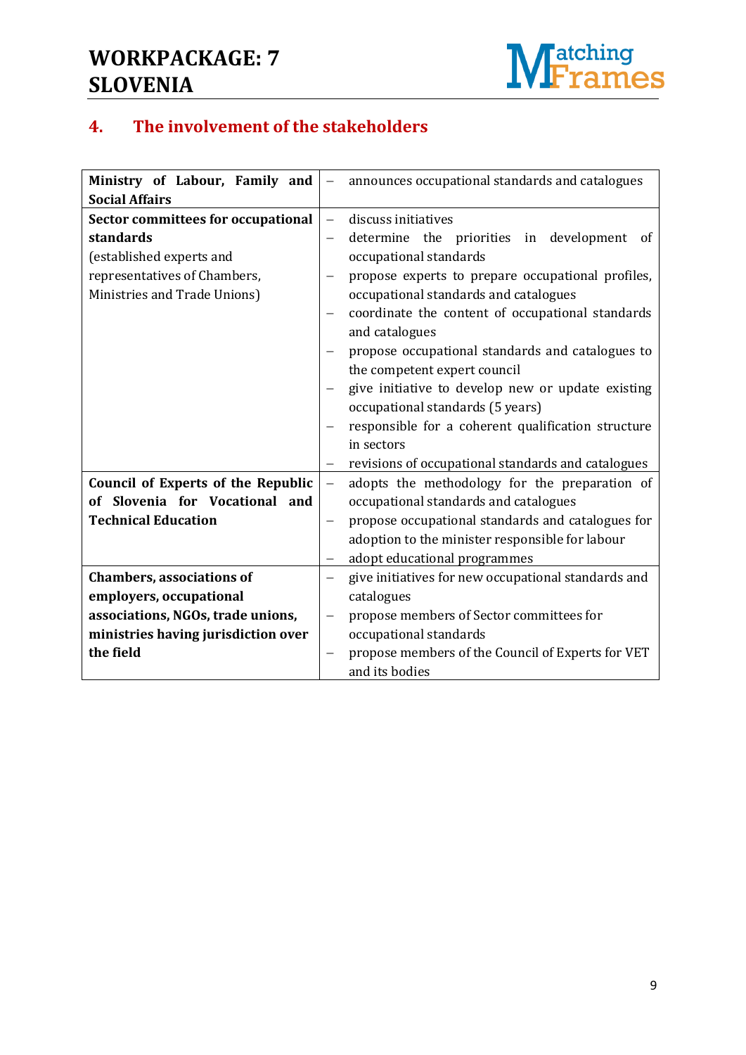## 4. The involvement of the stakeholders

| | |
|---|---|
| **Ministry of Labour, Family and Social Affairs** | – announces occupational standards and catalogues |
| **Sector committees for occupational standards** (established experts and representatives of Chambers, Ministries and Trade Unions) | – discuss initiatives<br>– determine the priorities in development of occupational standards<br>– propose experts to prepare occupational profiles, occupational standards and catalogues<br>– coordinate the content of occupational standards and catalogues<br>– propose occupational standards and catalogues to the competent expert council<br>– give initiative to develop new or update existing occupational standards (5 years)<br>– responsible for a coherent qualification structure in sectors<br>– revisions of occupational standards and catalogues |
| **Council of Experts of the Republic of Slovenia for Vocational and Technical Education** | – adopts the methodology for the preparation of occupational standards and catalogues<br>– propose occupational standards and catalogues for adoption to the minister responsible for labour<br>– adopt educational programmes |
| **Chambers, associations of employers, occupational associations, NGOs, trade unions, ministries having jurisdiction over the field** | – give initiatives for new occupational standards and catalogues<br>– propose members of Sector committees for occupational standards<br>– propose members of the Council of Experts for VET and its bodies |